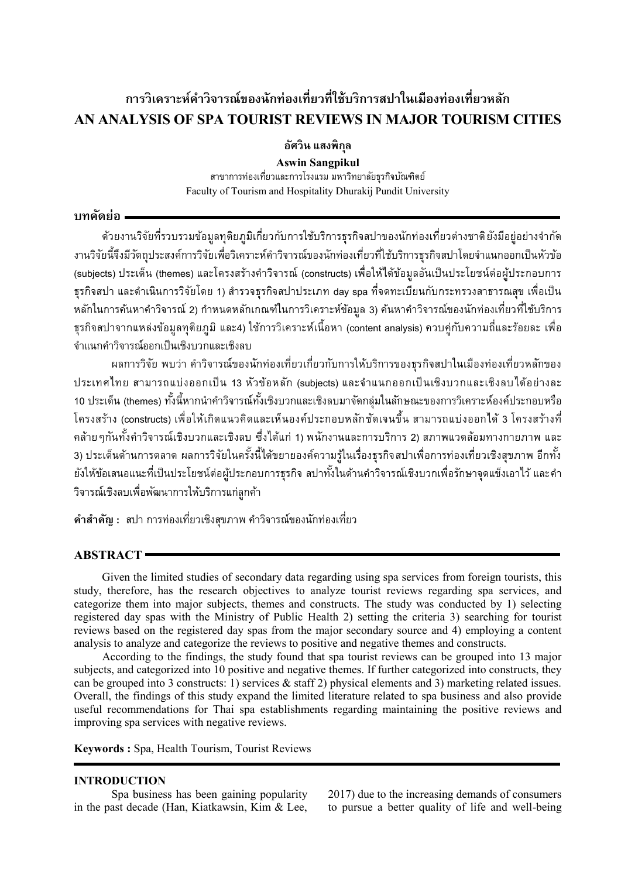# การวิเคราะห์คำวิจารณ์ของนักท่องเที่ยวที่ใช้บริการสปาในเมืองท่องเที่ยวหลัก

# AN ANALYSIS OF SPA TOURIST REVIEWS IN MAJOR TOURISM CITIES

**อัศวิน แสงพิกุล**

**Aswin Sangpikul**

สาขาการท่องเที่ยวและการโรงแรม มหาวิทยาลัยธุรกิจบัณฑิตย์

Faculty of Tourism and Hospitality Dhurakij Pundit University

## บทคัดย่อ

ด้วยงานวิจัยที่รวบรวมข้อมูลทุติยภูมิเกี่ยวกับการใช้บริการธุรกิจสปาของนักท่องเที่ยวต่างชาติ ยังมีอยู่อย่างจำกัด งานวิจัยนี้จึงมีวัตถุประสงค์การวิจัยเพื่อวิเคราะห์คำวิจารณ์ของนักท่องเที่ยวที่ใช้บริการธุรกิจสปาโดยจำแนกออกเป็นหัวข้อ (subjects) ประเด็น (themes) และโครงสร้างคำวิจารณ์ (constructs) เพื่อให้ได้ข้อมูลอันเป็นประโยชน์ต่อผู้ประกอบการธุรกิจสปา และดำเนินการวิจัยโดย 1) สำรวจธุรกิจสปาประเภท day spa ที่จดทะเบียนกับกระทรวงสาธารณสุข เพื่อเป็นหลักในการค้นหาคำวิจารณ์ 2) กำหนดหลักเกณฑ์ในการวิเคราะห์ข้อมูล 3) ค้นหาคำวิจารณ์ของนักท่องเที่ยวที่ใช้บริการธุรกิจสปาจากแหล่งข้อมูลทุติยภูมิ และ4) ใช้การวิเคราะห์เนื้อหา (content analysis) ควบคู่กับความถี่และร้อยละ เพื่อจำแนกคำวิจารณ์ออกเป็นเชิงบวกและเชิงลบ

ผลการวิจัย พบว่า คำวิจารณ์ของนักท่องเที่ยวเกี่ยวกับการให้บริการของธุรกิจสปาในเมืองท่องเที่ยวหลักของประเทศไทย สามารถแบ่งออกเป็น 13 หัวข้อหลัก (subjects) และจำแนกออกเป็นเชิงบวกและเชิงลบได้อย่างละ 10 ประเด็น (themes) ทั้งนี้หากนำคำวิจารณ์ทั้งเชิงบวกและเชิงลบมาจัดกลุ่มในลักษณะของการวิเคราะห์องค์ประกอบหรือโครงสร้าง (constructs) เพื่อให้เกิดแนวคิดและเห็นองค์ประกอบหลักชัดเจนขึ้น สามารถแบ่งออกได้ 3 โครงสร้างที่คล้ายๆกันทั้งคำวิจารณ์เชิงบวกและเชิงลบ ซึ่งได้แก่ 1) พนักงานและการบริการ 2) สภาพแวดล้อมทางกายภาพ และ 3) ประเด็นด้านการตลาด ผลการวิจัยในครั้งนี้ได้ขยายองค์ความรู้ในเรื่องธุรกิจสปาเพื่อการท่องเที่ยวเชิงสุขภาพ อีกทั้งยังให้ข้อเสนอแนะที่เป็นประโยชน์ต่อผู้ประกอบการธุรกิจ สปาทั้งในด้านคำวิจารณ์เชิงบวกเพื่อรักษาจุดแข็งเอาไว้ และคำวิจารณ์เชิงลบเพื่อพัฒนาการให้บริการแก่ลูกค้า

**คำสำคัญ :** สปา การท่องเที่ยวเชิงสุขภาพ คำวิจารณ์ของนักท่องเที่ยว

## ABSTRACT

Given the limited studies of secondary data regarding using spa services from foreign tourists, this study, therefore, has the research objectives to analyze tourist reviews regarding spa services, and categorize them into major subjects, themes and constructs. The study was conducted by 1) selecting registered day spas with the Ministry of Public Health 2) setting the criteria 3) searching for tourist reviews based on the registered day spas from the major secondary source and 4) employing a content analysis to analyze and categorize the reviews to positive and negative themes and constructs.

According to the findings, the study found that spa tourist reviews can be grouped into 13 major subjects, and categorized into 10 positive and negative themes. If further categorized into constructs, they can be grouped into 3 constructs: 1) services & staff 2) physical elements and 3) marketing related issues. Overall, the findings of this study expand the limited literature related to spa business and also provide useful recommendations for Thai spa establishments regarding maintaining the positive reviews and improving spa services with negative reviews.

**Keywords :** Spa, Health Tourism, Tourist Reviews

## INTRODUCTION

Spa business has been gaining popularity in the past decade (Han, Kiatkawsin, Kim & Lee, 2017) due to the increasing demands of consumers to pursue a better quality of life and well-being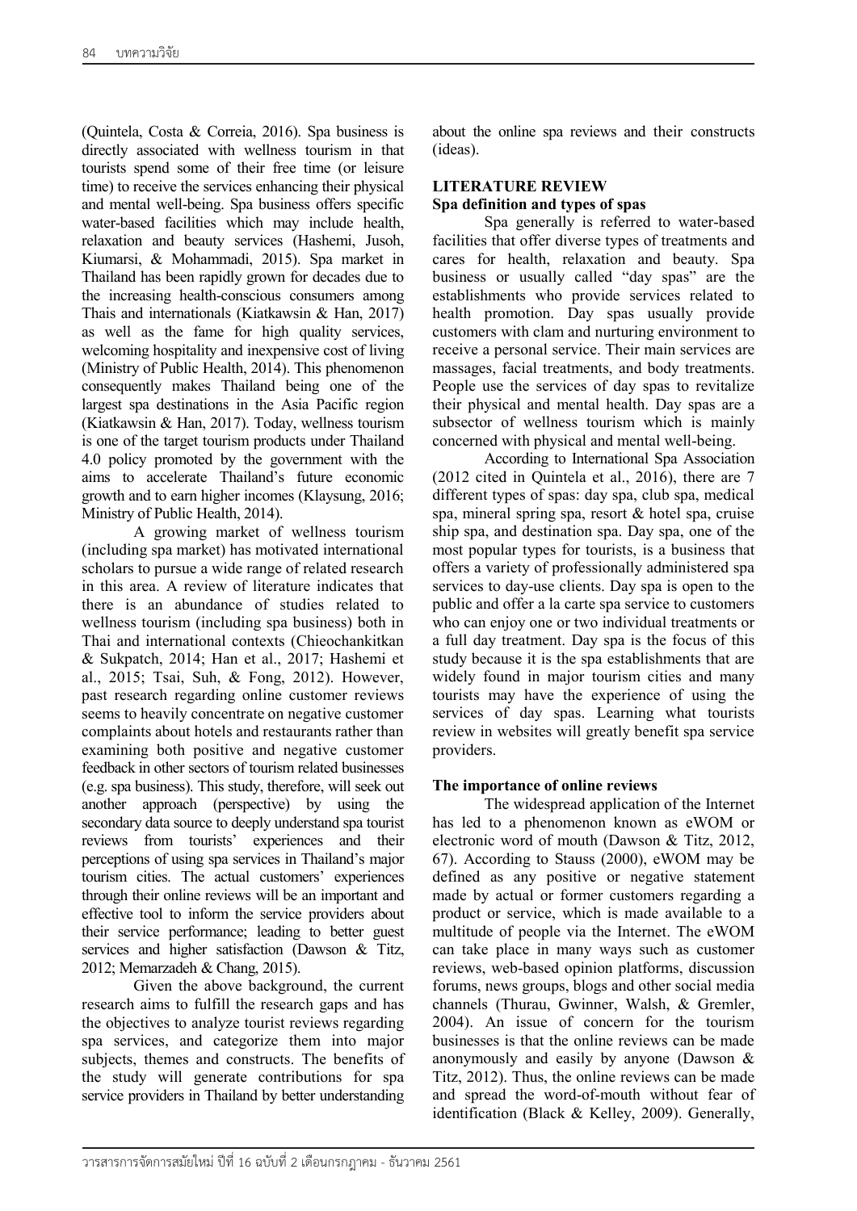(Quintela, Costa & Correia, 2016). Spa business is directly associated with wellness tourism in that tourists spend some of their free time (or leisure time) to receive the services enhancing their physical and mental well-being. Spa business offers specific water-based facilities which may include health, relaxation and beauty services (Hashemi, Jusoh, Kiumarsi, & Mohammadi, 2015). Spa market in Thailand has been rapidly grown for decades due to the increasing health-conscious consumers among Thais and internationals (Kiatkawsin & Han, 2017) as well as the fame for high quality services, welcoming hospitality and inexpensive cost of living (Ministry of Public Health, 2014). This phenomenon consequently makes Thailand being one of the largest spa destinations in the Asia Pacific region (Kiatkawsin & Han, 2017). Today, wellness tourism is one of the target tourism products under Thailand 4.0 policy promoted by the government with the aims to accelerate Thailand's future economic growth and to earn higher incomes (Klaysung, 2016; Ministry of Public Health, 2014).

A growing market of wellness tourism (including spa market) has motivated international scholars to pursue a wide range of related research in this area. A review of literature indicates that there is an abundance of studies related to wellness tourism (including spa business) both in Thai and international contexts (Chieochankitkan & Sukpatch, 2014; Han et al., 2017; Hashemi et al., 2015; Tsai, Suh, & Fong, 2012). However, past research regarding online customer reviews seems to heavily concentrate on negative customer complaints about hotels and restaurants rather than examining both positive and negative customer feedback in other sectors of tourism related businesses (e.g. spa business). This study, therefore, will seek out another approach (perspective) by using the secondary data source to deeply understand spa tourist reviews from tourists' experiences and their perceptions of using spa services in Thailand's major tourism cities. The actual customers' experiences through their online reviews will be an important and effective tool to inform the service providers about their service performance; leading to better guest services and higher satisfaction (Dawson & Titz, 2012; Memarzadeh & Chang, 2015).

Given the above background, the current research aims to fulfill the research gaps and has the objectives to analyze tourist reviews regarding spa services, and categorize them into major subjects, themes and constructs. The benefits of the study will generate contributions for spa service providers in Thailand by better understanding about the online spa reviews and their constructs (ideas).

## LITERATURE REVIEW

### Spa definition and types of spas

Spa generally is referred to water-based facilities that offer diverse types of treatments and cares for health, relaxation and beauty. Spa business or usually called "day spas" are the establishments who provide services related to health promotion. Day spas usually provide customers with clam and nurturing environment to receive a personal service. Their main services are massages, facial treatments, and body treatments. People use the services of day spas to revitalize their physical and mental health. Day spas are a subsector of wellness tourism which is mainly concerned with physical and mental well-being.

According to International Spa Association (2012 cited in Quintela et al., 2016), there are 7 different types of spas: day spa, club spa, medical spa, mineral spring spa, resort & hotel spa, cruise ship spa, and destination spa. Day spa, one of the most popular types for tourists, is a business that offers a variety of professionally administered spa services to day-use clients. Day spa is open to the public and offer a la carte spa service to customers who can enjoy one or two individual treatments or a full day treatment. Day spa is the focus of this study because it is the spa establishments that are widely found in major tourism cities and many tourists may have the experience of using the services of day spas. Learning what tourists review in websites will greatly benefit spa service providers.

### The importance of online reviews

The widespread application of the Internet has led to a phenomenon known as eWOM or electronic word of mouth (Dawson & Titz, 2012, 67). According to Stauss (2000), eWOM may be defined as any positive or negative statement made by actual or former customers regarding a product or service, which is made available to a multitude of people via the Internet. The eWOM can take place in many ways such as customer reviews, web-based opinion platforms, discussion forums, news groups, blogs and other social media channels (Thurau, Gwinner, Walsh, & Gremler, 2004). An issue of concern for the tourism businesses is that the online reviews can be made anonymously and easily by anyone (Dawson & Titz, 2012). Thus, the online reviews can be made and spread the word-of-mouth without fear of identification (Black & Kelley, 2009). Generally,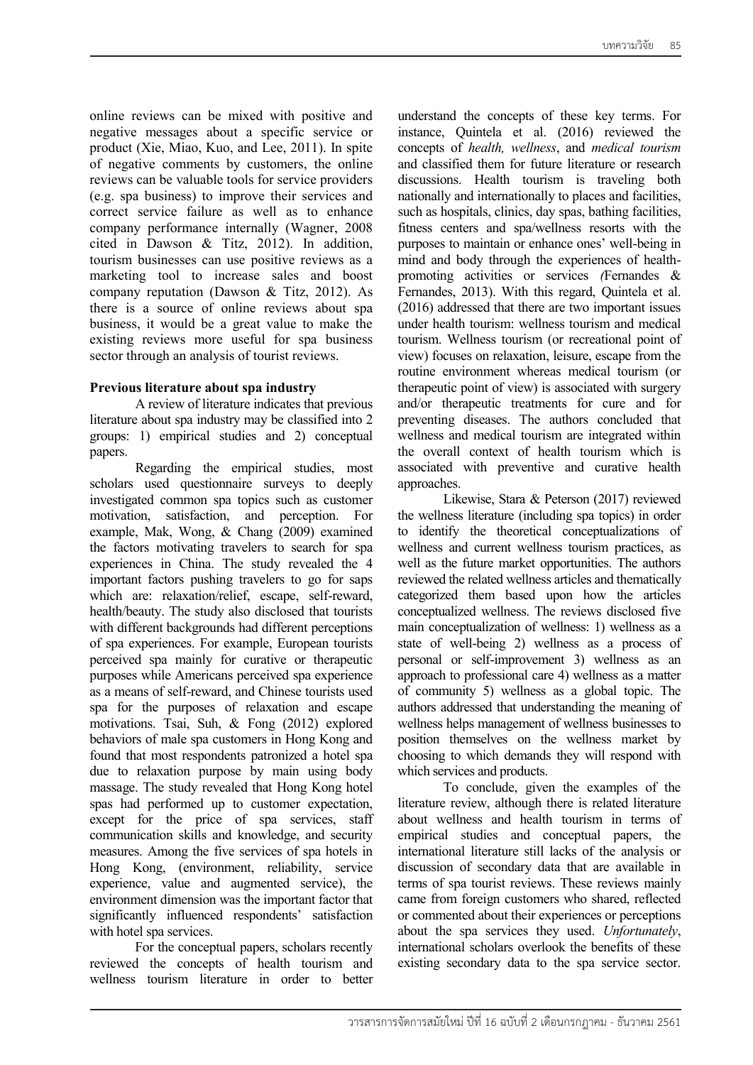online reviews can be mixed with positive and negative messages about a specific service or product (Xie, Miao, Kuo, and Lee, 2011). In spite of negative comments by customers, the online reviews can be valuable tools for service providers (e.g. spa business) to improve their services and correct service failure as well as to enhance company performance internally (Wagner, 2008 cited in Dawson & Titz, 2012). In addition, tourism businesses can use positive reviews as a marketing tool to increase sales and boost company reputation (Dawson & Titz, 2012). As there is a source of online reviews about spa business, it would be a great value to make the existing reviews more useful for spa business sector through an analysis of tourist reviews.

**Previous literature about spa industry**

A review of literature indicates that previous literature about spa industry may be classified into 2 groups: 1) empirical studies and 2) conceptual papers.

Regarding the empirical studies, most scholars used questionnaire surveys to deeply investigated common spa topics such as customer motivation, satisfaction, and perception. For example, Mak, Wong, & Chang (2009) examined the factors motivating travelers to search for spa experiences in China. The study revealed the 4 important factors pushing travelers to go for saps which are: relaxation/relief, escape, self-reward, health/beauty. The study also disclosed that tourists with different backgrounds had different perceptions of spa experiences. For example, European tourists perceived spa mainly for curative or therapeutic purposes while Americans perceived spa experience as a means of self-reward, and Chinese tourists used spa for the purposes of relaxation and escape motivations. Tsai, Suh, & Fong (2012) explored behaviors of male spa customers in Hong Kong and found that most respondents patronized a hotel spa due to relaxation purpose by main using body massage. The study revealed that Hong Kong hotel spas had performed up to customer expectation, except for the price of spa services, staff communication skills and knowledge, and security measures. Among the five services of spa hotels in Hong Kong, (environment, reliability, service experience, value and augmented service), the environment dimension was the important factor that significantly influenced respondents' satisfaction with hotel spa services.

For the conceptual papers, scholars recently reviewed the concepts of health tourism and wellness tourism literature in order to better understand the concepts of these key terms. For instance, Quintela et al. (2016) reviewed the concepts of *health, wellness*, and *medical tourism* and classified them for future literature or research discussions. Health tourism is traveling both nationally and internationally to places and facilities, such as hospitals, clinics, day spas, bathing facilities, fitness centers and spa/wellness resorts with the purposes to maintain or enhance ones' well-being in mind and body through the experiences of health-promoting activities or services (Fernandes & Fernandes, 2013). With this regard, Quintela et al. (2016) addressed that there are two important issues under health tourism: wellness tourism and medical tourism. Wellness tourism (or recreational point of view) focuses on relaxation, leisure, escape from the routine environment whereas medical tourism (or therapeutic point of view) is associated with surgery and/or therapeutic treatments for cure and for preventing diseases. The authors concluded that wellness and medical tourism are integrated within the overall context of health tourism which is associated with preventive and curative health approaches.

Likewise, Stara & Peterson (2017) reviewed the wellness literature (including spa topics) in order to identify the theoretical conceptualizations of wellness and current wellness tourism practices, as well as the future market opportunities. The authors reviewed the related wellness articles and thematically categorized them based upon how the articles conceptualized wellness. The reviews disclosed five main conceptualization of wellness: 1) wellness as a state of well-being 2) wellness as a process of personal or self-improvement 3) wellness as an approach to professional care 4) wellness as a matter of community 5) wellness as a global topic. The authors addressed that understanding the meaning of wellness helps management of wellness businesses to position themselves on the wellness market by choosing to which demands they will respond with which services and products.

To conclude, given the examples of the literature review, although there is related literature about wellness and health tourism in terms of empirical studies and conceptual papers, the international literature still lacks of the analysis or discussion of secondary data that are available in terms of spa tourist reviews. These reviews mainly came from foreign customers who shared, reflected or commented about their experiences or perceptions about the spa services they used. *Unfortunately*, international scholars overlook the benefits of these existing secondary data to the spa service sector.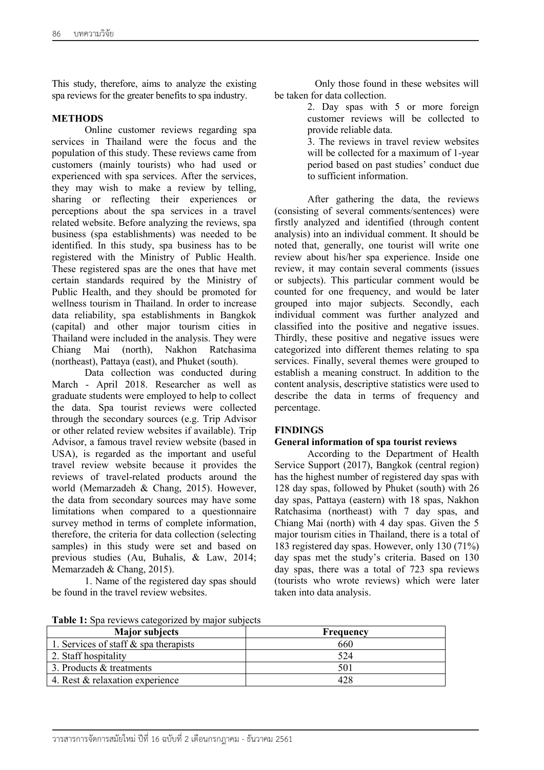This study, therefore, aims to analyze the existing spa reviews for the greater benefits to spa industry.

## METHODS

Online customer reviews regarding spa services in Thailand were the focus and the population of this study. These reviews came from customers (mainly tourists) who had used or experienced with spa services. After the services, they may wish to make a review by telling, sharing or reflecting their experiences or perceptions about the spa services in a travel related website. Before analyzing the reviews, spa business (spa establishments) was needed to be identified. In this study, spa business has to be registered with the Ministry of Public Health. These registered spas are the ones that have met certain standards required by the Ministry of Public Health, and they should be promoted for wellness tourism in Thailand. In order to increase data reliability, spa establishments in Bangkok (capital) and other major tourism cities in Thailand were included in the analysis. They were Chiang Mai (north), Nakhon Ratchasima (northeast), Pattaya (east), and Phuket (south).

Data collection was conducted during March - April 2018. Researcher as well as graduate students were employed to help to collect the data. Spa tourist reviews were collected through the secondary sources (e.g. Trip Advisor or other related review websites if available). Trip Advisor, a famous travel review website (based in USA), is regarded as the important and useful travel review website because it provides the reviews of travel-related products around the world (Memarzadeh & Chang, 2015). However, the data from secondary sources may have some limitations when compared to a questionnaire survey method in terms of complete information, therefore, the criteria for data collection (selecting samples) in this study were set and based on previous studies (Au, Buhalis, & Law, 2014; Memarzadeh & Chang, 2015).

1. Name of the registered day spas should be found in the travel review websites. Only those found in these websites will be taken for data collection.
2. Day spas with 5 or more foreign customer reviews will be collected to provide reliable data.
3. The reviews in travel review websites will be collected for a maximum of 1-year period based on past studies' conduct due to sufficient information.

After gathering the data, the reviews (consisting of several comments/sentences) were firstly analyzed and identified (through content analysis) into an individual comment. It should be noted that, generally, one tourist will write one review about his/her spa experience. Inside one review, it may contain several comments (issues or subjects). This particular comment would be counted for one frequency, and would be later grouped into major subjects. Secondly, each individual comment was further analyzed and classified into the positive and negative issues. Thirdly, these positive and negative issues were categorized into different themes relating to spa services. Finally, several themes were grouped to establish a meaning construct. In addition to the content analysis, descriptive statistics were used to describe the data in terms of frequency and percentage.

## FINDINGS

### General information of spa tourist reviews

According to the Department of Health Service Support (2017), Bangkok (central region) has the highest number of registered day spas with 128 day spas, followed by Phuket (south) with 26 day spas, Pattaya (eastern) with 18 spas, Nakhon Ratchasima (northeast) with 7 day spas, and Chiang Mai (north) with 4 day spas. Given the 5 major tourism cities in Thailand, there is a total of 183 registered day spas. However, only 130 (71%) day spas met the study's criteria. Based on 130 day spas, there was a total of 723 spa reviews (tourists who wrote reviews) which were later taken into data analysis.

**Table 1:** Spa reviews categorized by major subjects

| Major subjects | Frequency |
|---|---|
| 1. Services of staff & spa therapists | 660 |
| 2. Staff hospitality | 524 |
| 3. Products & treatments | 501 |
| 4. Rest & relaxation experience | 428 |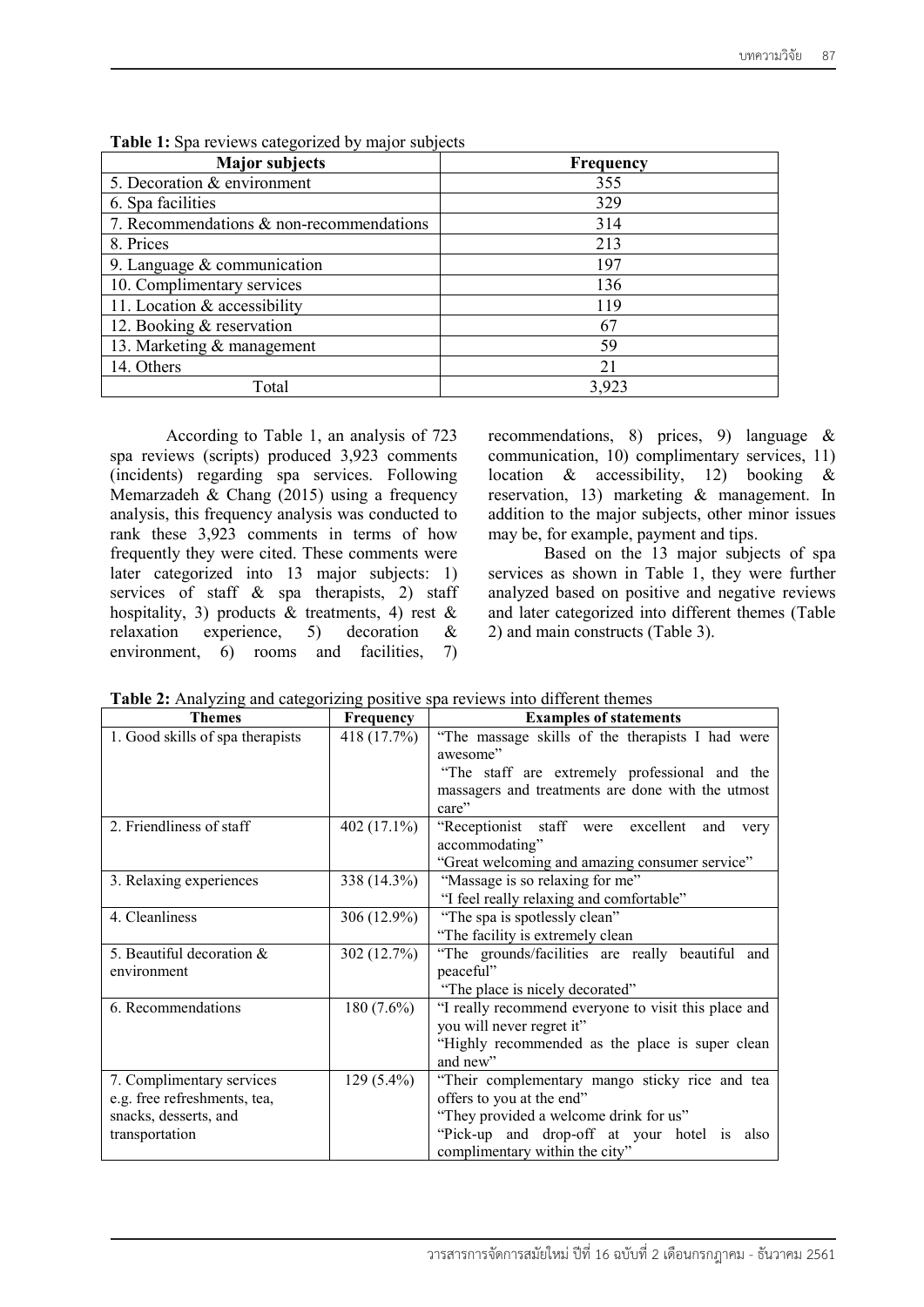**Table 1:** Spa reviews categorized by major subjects

| Major subjects | Frequency |
|---|---|
| 5. Decoration & environment | 355 |
| 6. Spa facilities | 329 |
| 7. Recommendations & non-recommendations | 314 |
| 8. Prices | 213 |
| 9. Language & communication | 197 |
| 10. Complimentary services | 136 |
| 11. Location & accessibility | 119 |
| 12. Booking & reservation | 67 |
| 13. Marketing & management | 59 |
| 14. Others | 21 |
| Total | 3,923 |

According to Table 1, an analysis of 723 spa reviews (scripts) produced 3,923 comments (incidents) regarding spa services. Following Memarzadeh & Chang (2015) using a frequency analysis, this frequency analysis was conducted to rank these 3,923 comments in terms of how frequently they were cited. These comments were later categorized into 13 major subjects: 1) services of staff & spa therapists, 2) staff hospitality, 3) products & treatments, 4) rest & relaxation experience, 5) decoration & environment, 6) rooms and facilities, 7) recommendations, 8) prices, 9) language & communication, 10) complimentary services, 11) location & accessibility, 12) booking & reservation, 13) marketing & management. In addition to the major subjects, other minor issues may be, for example, payment and tips.

Based on the 13 major subjects of spa services as shown in Table 1, they were further analyzed based on positive and negative reviews and later categorized into different themes (Table 2) and main constructs (Table 3).

**Table 2:** Analyzing and categorizing positive spa reviews into different themes

| Themes | Frequency | Examples of statements |
|---|---|---|
| 1. Good skills of spa therapists | 418 (17.7%) | "The massage skills of the therapists I had were awesome" "The staff are extremely professional and the massagers and treatments are done with the utmost care" |
| 2. Friendliness of staff | 402 (17.1%) | "Receptionist staff were excellent and very accommodating" "Great welcoming and amazing consumer service" |
| 3. Relaxing experiences | 338 (14.3%) | "Massage is so relaxing for me" "I feel really relaxing and comfortable" |
| 4. Cleanliness | 306 (12.9%) | "The spa is spotlessly clean" "The facility is extremely clean |
| 5. Beautiful decoration & environment | 302 (12.7%) | "The grounds/facilities are really beautiful and peaceful" "The place is nicely decorated" |
| 6. Recommendations | 180 (7.6%) | "I really recommend everyone to visit this place and you will never regret it" "Highly recommended as the place is super clean and new" |
| 7. Complimentary services e.g. free refreshments, tea, snacks, desserts, and transportation | 129 (5.4%) | "Their complementary mango sticky rice and tea offers to you at the end" "They provided a welcome drink for us" "Pick-up and drop-off at your hotel is also complimentary within the city" |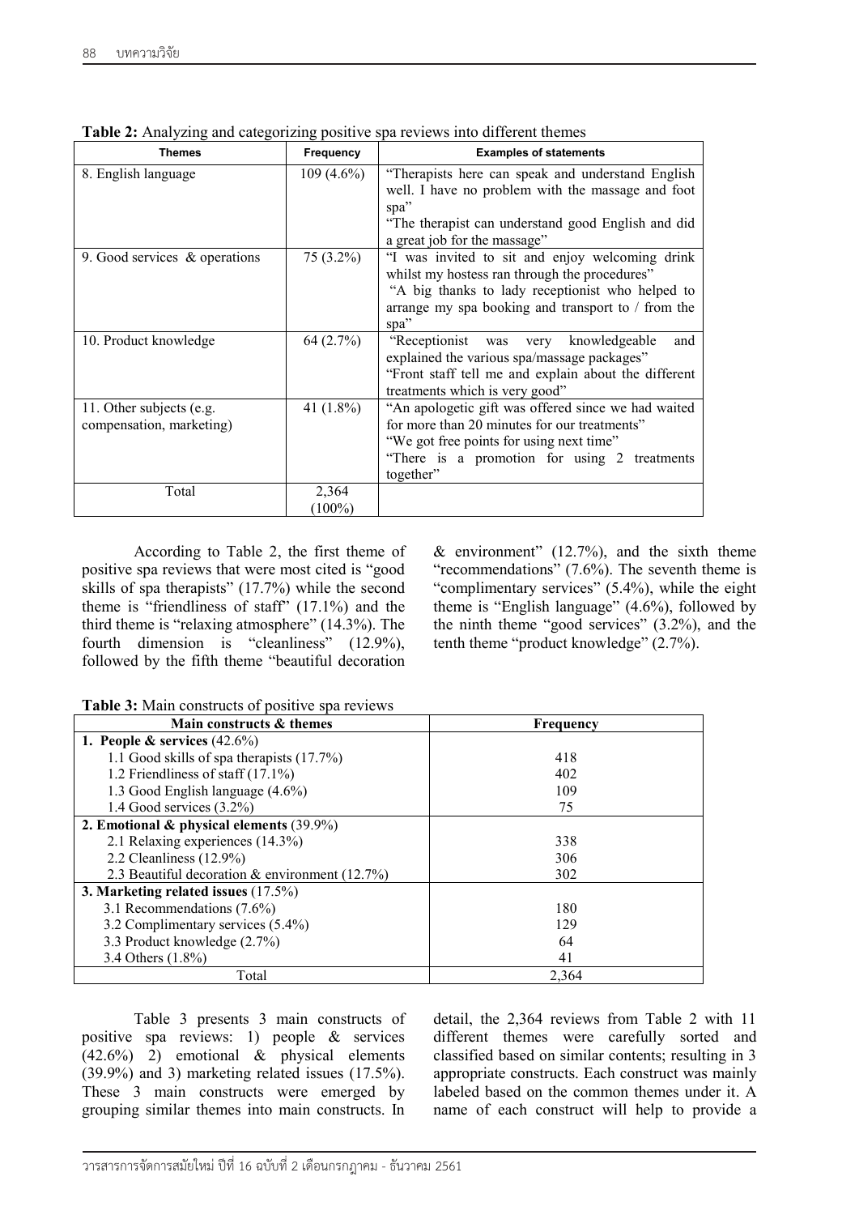**Table 2:** Analyzing and categorizing positive spa reviews into different themes

| Themes | Frequency | Examples of statements |
|---|---|---|
| 8. English language | 109 (4.6%) | "Therapists here can speak and understand English well. I have no problem with the massage and foot spa" "The therapist can understand good English and did a great job for the massage" |
| 9. Good services & operations | 75 (3.2%) | "I was invited to sit and enjoy welcoming drink whilst my hostess ran through the procedures" "A big thanks to lady receptionist who helped to arrange my spa booking and transport to / from the spa" |
| 10. Product knowledge | 64 (2.7%) | "Receptionist was very knowledgeable and explained the various spa/massage packages" "Front staff tell me and explain about the different treatments which is very good" |
| 11. Other subjects (e.g. compensation, marketing) | 41 (1.8%) | "An apologetic gift was offered since we had waited for more than 20 minutes for our treatments" "We got free points for using next time" "There is a promotion for using 2 treatments together" |
| Total | 2,364 (100%) | |

According to Table 2, the first theme of positive spa reviews that were most cited is "good skills of spa therapists" (17.7%) while the second theme is "friendliness of staff" (17.1%) and the third theme is "relaxing atmosphere" (14.3%). The fourth dimension is "cleanliness" (12.9%), followed by the fifth theme "beautiful decoration & environment" (12.7%), and the sixth theme "recommendations" (7.6%). The seventh theme is "complimentary services" (5.4%), while the eight theme is "English language" (4.6%), followed by the ninth theme "good services" (3.2%), and the tenth theme "product knowledge" (2.7%).

**Table 3:** Main constructs of positive spa reviews

| Main constructs & themes | Frequency |
|---|---|
| **1. People & services** (42.6%) | |
| 1.1 Good skills of spa therapists (17.7%) | 418 |
| 1.2 Friendliness of staff (17.1%) | 402 |
| 1.3 Good English language (4.6%) | 109 |
| 1.4 Good services (3.2%) | 75 |
| **2. Emotional & physical elements** (39.9%) | |
| 2.1 Relaxing experiences (14.3%) | 338 |
| 2.2 Cleanliness (12.9%) | 306 |
| 2.3 Beautiful decoration & environment (12.7%) | 302 |
| **3. Marketing related issues** (17.5%) | |
| 3.1 Recommendations (7.6%) | 180 |
| 3.2 Complimentary services (5.4%) | 129 |
| 3.3 Product knowledge (2.7%) | 64 |
| 3.4 Others (1.8%) | 41 |
| Total | 2,364 |

Table 3 presents 3 main constructs of positive spa reviews: 1) people & services (42.6%) 2) emotional & physical elements (39.9%) and 3) marketing related issues (17.5%). These 3 main constructs were emerged by grouping similar themes into main constructs. In detail, the 2,364 reviews from Table 2 with 11 different themes were carefully sorted and classified based on similar contents; resulting in 3 appropriate constructs. Each construct was mainly labeled based on the common themes under it. A name of each construct will help to provide a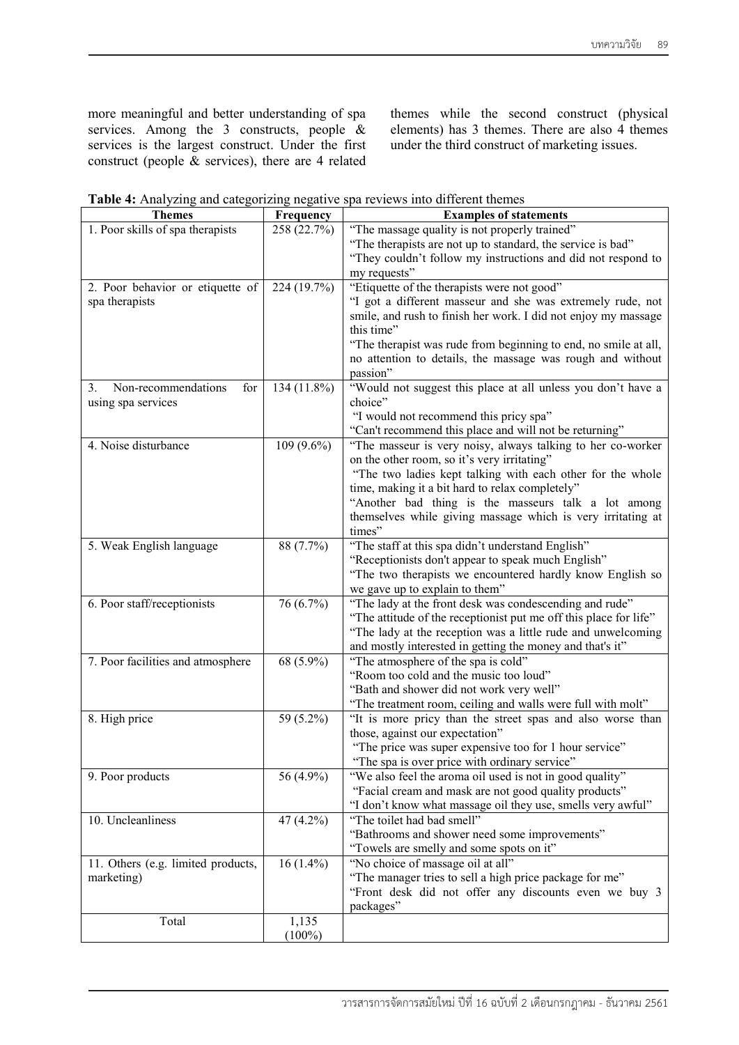more meaningful and better understanding of spa services. Among the 3 constructs, people & services is the largest construct. Under the first construct (people & services), there are 4 related themes while the second construct (physical elements) has 3 themes. There are also 4 themes under the third construct of marketing issues.

**Table 4:** Analyzing and categorizing negative spa reviews into different themes

| Themes | Frequency | Examples of statements |
|---|---|---|
| 1. Poor skills of spa therapists | 258 (22.7%) | "The massage quality is not properly trained"<br>"The therapists are not up to standard, the service is bad"<br>"They couldn't follow my instructions and did not respond to my requests" |
| 2. Poor behavior or etiquette of spa therapists | 224 (19.7%) | "Etiquette of the therapists were not good"<br>"I got a different masseur and she was extremely rude, not smile, and rush to finish her work. I did not enjoy my massage this time"<br>"The therapist was rude from beginning to end, no smile at all, no attention to details, the massage was rough and without passion" |
| 3. Non-recommendations for using spa services | 134 (11.8%) | "Would not suggest this place at all unless you don't have a choice"<br>"I would not recommend this pricy spa"<br>"Can't recommend this place and will not be returning" |
| 4. Noise disturbance | 109 (9.6%) | "The masseur is very noisy, always talking to her co-worker on the other room, so it's very irritating"<br>"The two ladies kept talking with each other for the whole time, making it a bit hard to relax completely"<br>"Another bad thing is the masseurs talk a lot among themselves while giving massage which is very irritating at times" |
| 5. Weak English language | 88 (7.7%) | "The staff at this spa didn't understand English"<br>"Receptionists don't appear to speak much English"<br>"The two therapists we encountered hardly know English so we gave up to explain to them" |
| 6. Poor staff/receptionists | 76 (6.7%) | "The lady at the front desk was condescending and rude"<br>"The attitude of the receptionist put me off this place for life"<br>"The lady at the reception was a little rude and unwelcoming and mostly interested in getting the money and that's it" |
| 7. Poor facilities and atmosphere | 68 (5.9%) | "The atmosphere of the spa is cold"<br>"Room too cold and the music too loud"<br>"Bath and shower did not work very well"<br>"The treatment room, ceiling and walls were full with molt" |
| 8. High price | 59 (5.2%) | "It is more pricy than the street spas and also worse than those, against our expectation"<br>"The price was super expensive too for 1 hour service"<br>"The spa is over price with ordinary service" |
| 9. Poor products | 56 (4.9%) | "We also feel the aroma oil used is not in good quality"<br>"Facial cream and mask are not good quality products"<br>"I don't know what massage oil they use, smells very awful" |
| 10. Uncleanliness | 47 (4.2%) | "The toilet had bad smell"<br>"Bathrooms and shower need some improvements"<br>"Towels are smelly and some spots on it" |
| 11. Others (e.g. limited products, marketing) | 16 (1.4%) | "No choice of massage oil at all"<br>"The manager tries to sell a high price package for me"<br>"Front desk did not offer any discounts even we buy 3 packages" |
| Total | 1,135 (100%) | |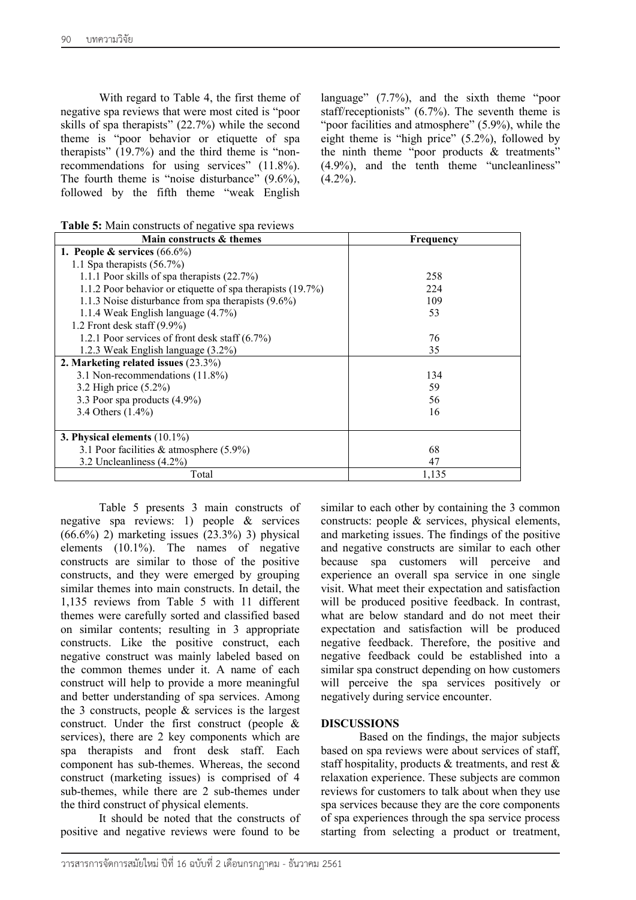With regard to Table 4, the first theme of negative spa reviews that were most cited is "poor skills of spa therapists" (22.7%) while the second theme is "poor behavior or etiquette of spa therapists" (19.7%) and the third theme is "non-recommendations for using services" (11.8%). The fourth theme is "noise disturbance" (9.6%), followed by the fifth theme "weak English language" (7.7%), and the sixth theme "poor staff/receptionists" (6.7%). The seventh theme is "poor facilities and atmosphere" (5.9%), while the eight theme is "high price" (5.2%), followed by the ninth theme "poor products & treatments" (4.9%), and the tenth theme "uncleanliness" (4.2%).

**Table 5:** Main constructs of negative spa reviews

| Main constructs & themes | Frequency |
|---|---|
| **1. People & services** (66.6%) | |
| 1.1 Spa therapists (56.7%) | |
| 1.1.1 Poor skills of spa therapists (22.7%) | 258 |
| 1.1.2 Poor behavior or etiquette of spa therapists (19.7%) | 224 |
| 1.1.3 Noise disturbance from spa therapists (9.6%) | 109 |
| 1.1.4 Weak English language (4.7%) | 53 |
| 1.2 Front desk staff (9.9%) | |
| 1.2.1 Poor services of front desk staff (6.7%) | 76 |
| 1.2.3 Weak English language (3.2%) | 35 |
| **2. Marketing related issues** (23.3%) | |
| 3.1 Non-recommendations (11.8%) | 134 |
| 3.2 High price (5.2%) | 59 |
| 3.3 Poor spa products (4.9%) | 56 |
| 3.4 Others (1.4%) | 16 |
| **3. Physical elements** (10.1%) | |
| 3.1 Poor facilities & atmosphere (5.9%) | 68 |
| 3.2 Uncleanliness (4.2%) | 47 |
| Total | 1,135 |

Table 5 presents 3 main constructs of negative spa reviews: 1) people & services (66.6%) 2) marketing issues (23.3%) 3) physical elements (10.1%). The names of negative constructs are similar to those of the positive constructs, and they were emerged by grouping similar themes into main constructs. In detail, the 1,135 reviews from Table 5 with 11 different themes were carefully sorted and classified based on similar contents; resulting in 3 appropriate constructs. Like the positive construct, each negative construct was mainly labeled based on the common themes under it. A name of each construct will help to provide a more meaningful and better understanding of spa services. Among the 3 constructs, people & services is the largest construct. Under the first construct (people & services), there are 2 key components which are spa therapists and front desk staff. Each component has sub-themes. Whereas, the second construct (marketing issues) is comprised of 4 sub-themes, while there are 2 sub-themes under the third construct of physical elements.

It should be noted that the constructs of positive and negative reviews were found to be similar to each other by containing the 3 common constructs: people & services, physical elements, and marketing issues. The findings of the positive and negative constructs are similar to each other because spa customers will perceive and experience an overall spa service in one single visit. What meet their expectation and satisfaction will be produced positive feedback. In contrast, what are below standard and do not meet their expectation and satisfaction will be produced negative feedback. Therefore, the positive and negative feedback could be established into a similar spa construct depending on how customers will perceive the spa services positively or negatively during service encounter.

## DISCUSSIONS

Based on the findings, the major subjects based on spa reviews were about services of staff, staff hospitality, products & treatments, and rest & relaxation experience. These subjects are common reviews for customers to talk about when they use spa services because they are the core components of spa experiences through the spa service process starting from selecting a product or treatment,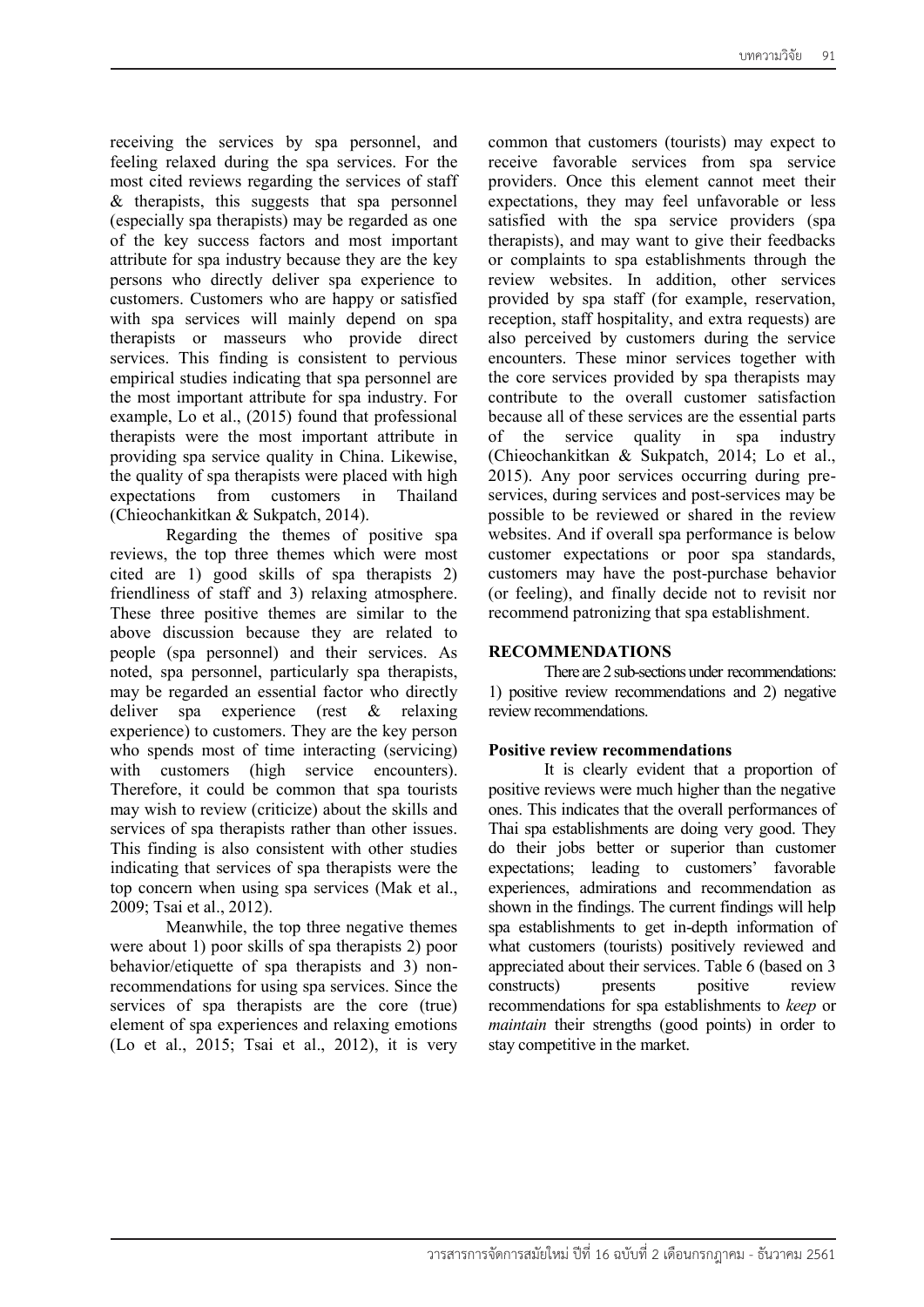receiving the services by spa personnel, and feeling relaxed during the spa services. For the most cited reviews regarding the services of staff & therapists, this suggests that spa personnel (especially spa therapists) may be regarded as one of the key success factors and most important attribute for spa industry because they are the key persons who directly deliver spa experience to customers. Customers who are happy or satisfied with spa services will mainly depend on spa therapists or masseurs who provide direct services. This finding is consistent to pervious empirical studies indicating that spa personnel are the most important attribute for spa industry. For example, Lo et al., (2015) found that professional therapists were the most important attribute in providing spa service quality in China. Likewise, the quality of spa therapists were placed with high expectations from customers in Thailand (Chieochankitkan & Sukpatch, 2014).

Regarding the themes of positive spa reviews, the top three themes which were most cited are 1) good skills of spa therapists 2) friendliness of staff and 3) relaxing atmosphere. These three positive themes are similar to the above discussion because they are related to people (spa personnel) and their services. As noted, spa personnel, particularly spa therapists, may be regarded an essential factor who directly deliver spa experience (rest & relaxing experience) to customers. They are the key person who spends most of time interacting (servicing) with customers (high service encounters). Therefore, it could be common that spa tourists may wish to review (criticize) about the skills and services of spa therapists rather than other issues. This finding is also consistent with other studies indicating that services of spa therapists were the top concern when using spa services (Mak et al., 2009; Tsai et al., 2012).

Meanwhile, the top three negative themes were about 1) poor skills of spa therapists 2) poor behavior/etiquette of spa therapists and 3) non-recommendations for using spa services. Since the services of spa therapists are the core (true) element of spa experiences and relaxing emotions (Lo et al., 2015; Tsai et al., 2012), it is very common that customers (tourists) may expect to receive favorable services from spa service providers. Once this element cannot meet their expectations, they may feel unfavorable or less satisfied with the spa service providers (spa therapists), and may want to give their feedbacks or complaints to spa establishments through the review websites. In addition, other services provided by spa staff (for example, reservation, reception, staff hospitality, and extra requests) are also perceived by customers during the service encounters. These minor services together with the core services provided by spa therapists may contribute to the overall customer satisfaction because all of these services are the essential parts of the service quality in spa industry (Chieochankitkan & Sukpatch, 2014; Lo et al., 2015). Any poor services occurring during pre-services, during services and post-services may be possible to be reviewed or shared in the review websites. And if overall spa performance is below customer expectations or poor spa standards, customers may have the post-purchase behavior (or feeling), and finally decide not to revisit nor recommend patronizing that spa establishment.

## RECOMMENDATIONS

There are 2 sub-sections under recommendations: 1) positive review recommendations and 2) negative review recommendations.

### Positive review recommendations

It is clearly evident that a proportion of positive reviews were much higher than the negative ones. This indicates that the overall performances of Thai spa establishments are doing very good. They do their jobs better or superior than customer expectations; leading to customers' favorable experiences, admirations and recommendation as shown in the findings. The current findings will help spa establishments to get in-depth information of what customers (tourists) positively reviewed and appreciated about their services. Table 6 (based on 3 constructs) presents positive review recommendations for spa establishments to *keep* or *maintain* their strengths (good points) in order to stay competitive in the market.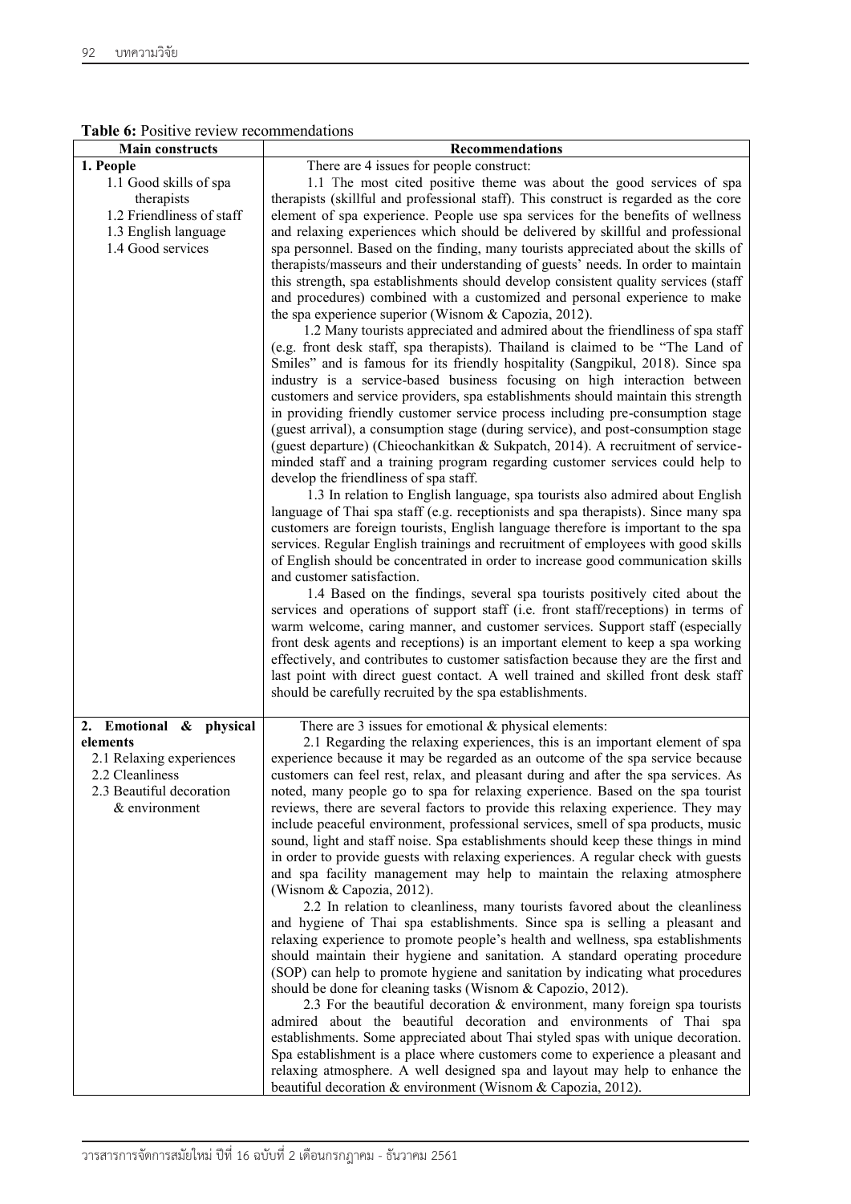**Table 6:** Positive review recommendations

| Main constructs | Recommendations |
|---|---|
| **1. People**<br>1.1 Good skills of spa therapists<br>1.2 Friendliness of staff<br>1.3 English language<br>1.4 Good services | There are 4 issues for people construct:<br>1.1 The most cited positive theme was about the good services of spa therapists (skillful and professional staff). This construct is regarded as the core element of spa experience. People use spa services for the benefits of wellness and relaxing experiences which should be delivered by skillful and professional spa personnel. Based on the finding, many tourists appreciated about the skills of therapists/masseurs and their understanding of guests' needs. In order to maintain this strength, spa establishments should develop consistent quality services (staff and procedures) combined with a customized and personal experience to make the spa experience superior (Wisnom & Capozia, 2012).<br>1.2 Many tourists appreciated and admired about the friendliness of spa staff (e.g. front desk staff, spa therapists). Thailand is claimed to be "The Land of Smiles" and is famous for its friendly hospitality (Sangpikul, 2018). Since spa industry is a service-based business focusing on high interaction between customers and service providers, spa establishments should maintain this strength in providing friendly customer service process including pre-consumption stage (guest arrival), a consumption stage (during service), and post-consumption stage (guest departure) (Chieochankitkan & Sukpatch, 2014). A recruitment of service-minded staff and a training program regarding customer services could help to develop the friendliness of spa staff.<br>1.3 In relation to English language, spa tourists also admired about English language of Thai spa staff (e.g. receptionists and spa therapists). Since many spa customers are foreign tourists, English language therefore is important to the spa services. Regular English trainings and recruitment of employees with good skills of English should be concentrated in order to increase good communication skills and customer satisfaction.<br>1.4 Based on the findings, several spa tourists positively cited about the services and operations of support staff (i.e. front staff/receptions) in terms of warm welcome, caring manner, and customer services. Support staff (especially front desk agents and receptions) is an important element to keep a spa working effectively, and contributes to customer satisfaction because they are the first and last point with direct guest contact. A well trained and skilled front desk staff should be carefully recruited by the spa establishments. |
| **2. Emotional & physical elements**<br>2.1 Relaxing experiences<br>2.2 Cleanliness<br>2.3 Beautiful decoration & environment | There are 3 issues for emotional & physical elements:<br>2.1 Regarding the relaxing experiences, this is an important element of spa experience because it may be regarded as an outcome of the spa service because customers can feel rest, relax, and pleasant during and after the spa services. As noted, many people go to spa for relaxing experience. Based on the spa tourist reviews, there are several factors to provide this relaxing experience. They may include peaceful environment, professional services, smell of spa products, music sound, light and staff noise. Spa establishments should keep these things in mind in order to provide guests with relaxing experiences. A regular check with guests and spa facility management may help to maintain the relaxing atmosphere (Wisnom & Capozia, 2012).<br>2.2 In relation to cleanliness, many tourists favored about the cleanliness and hygiene of Thai spa establishments. Since spa is selling a pleasant and relaxing experience to promote people's health and wellness, spa establishments should maintain their hygiene and sanitation. A standard operating procedure (SOP) can help to promote hygiene and sanitation by indicating what procedures should be done for cleaning tasks (Wisnom & Capozio, 2012).<br>2.3 For the beautiful decoration & environment, many foreign spa tourists admired about the beautiful decoration and environments of Thai spa establishments. Some appreciated about Thai styled spas with unique decoration. Spa establishment is a place where customers come to experience a pleasant and relaxing atmosphere. A well designed spa and layout may help to enhance the beautiful decoration & environment (Wisnom & Capozia, 2012). |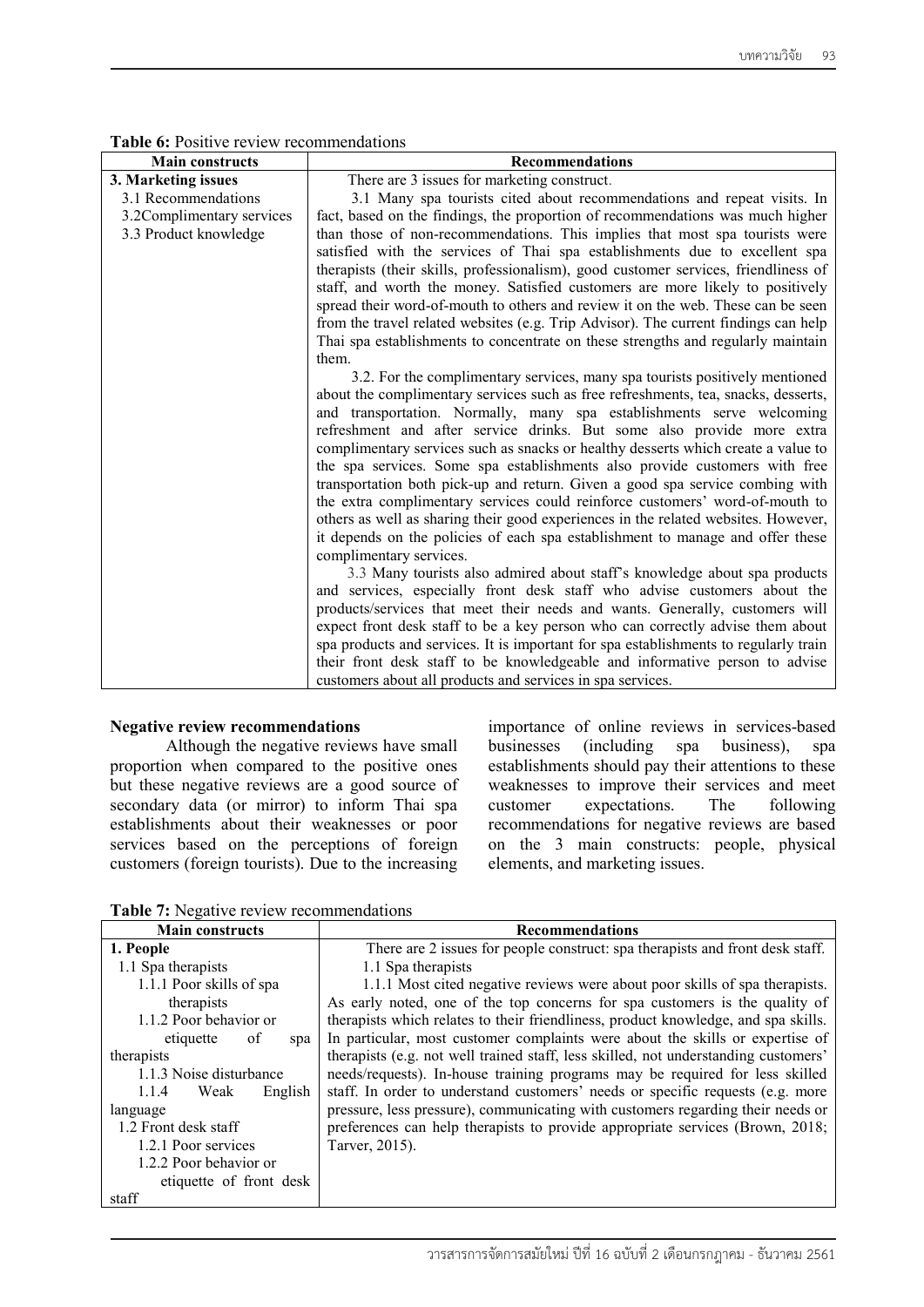**Table 6:** Positive review recommendations

| Main constructs | Recommendations |
|---|---|
| **3. Marketing issues**<br>3.1 Recommendations<br>3.2Complimentary services<br>3.3 Product knowledge | There are 3 issues for marketing construct.<br>3.1 Many spa tourists cited about recommendations and repeat visits. In fact, based on the findings, the proportion of recommendations was much higher than those of non-recommendations. This implies that most spa tourists were satisfied with the services of Thai spa establishments due to excellent spa therapists (their skills, professionalism), good customer services, friendliness of staff, and worth the money. Satisfied customers are more likely to positively spread their word-of-mouth to others and review it on the web. These can be seen from the travel related websites (e.g. Trip Advisor). The current findings can help Thai spa establishments to concentrate on these strengths and regularly maintain them.<br>3.2. For the complimentary services, many spa tourists positively mentioned about the complimentary services such as free refreshments, tea, snacks, desserts, and transportation. Normally, many spa establishments serve welcoming refreshment and after service drinks. But some also provide more extra complimentary services such as snacks or healthy desserts which create a value to the spa services. Some spa establishments also provide customers with free transportation both pick-up and return. Given a good spa service combing with the extra complimentary services could reinforce customers' word-of-mouth to others as well as sharing their good experiences in the related websites. However, it depends on the policies of each spa establishment to manage and offer these complimentary services.<br>3.3 Many tourists also admired about staff's knowledge about spa products and services, especially front desk staff who advise customers about the products/services that meet their needs and wants. Generally, customers will expect front desk staff to be a key person who can correctly advise them about spa products and services. It is important for spa establishments to regularly train their front desk staff to be knowledgeable and informative person to advise customers about all products and services in spa services. |

**Negative review recommendations**

Although the negative reviews have small proportion when compared to the positive ones but these negative reviews are a good source of secondary data (or mirror) to inform Thai spa establishments about their weaknesses or poor services based on the perceptions of foreign customers (foreign tourists). Due to the increasing importance of online reviews in services-based businesses (including spa business), spa establishments should pay their attentions to these weaknesses to improve their services and meet customer expectations. The following recommendations for negative reviews are based on the 3 main constructs: people, physical elements, and marketing issues.

**Table 7:** Negative review recommendations

| Main constructs | Recommendations |
|---|---|
| **1. People**<br>1.1 Spa therapists<br>1.1.1 Poor skills of spa therapists<br>1.1.2 Poor behavior or etiquette of spa therapists<br>1.1.3 Noise disturbance<br>1.1.4 Weak English language<br>1.2 Front desk staff<br>1.2.1 Poor services<br>1.2.2 Poor behavior or etiquette of front desk staff | There are 2 issues for people construct: spa therapists and front desk staff.<br>1.1 Spa therapists<br>1.1.1 Most cited negative reviews were about poor skills of spa therapists. As early noted, one of the top concerns for spa customers is the quality of therapists which relates to their friendliness, product knowledge, and spa skills. In particular, most customer complaints were about the skills or expertise of therapists (e.g. not well trained staff, less skilled, not understanding customers' needs/requests). In-house training programs may be required for less skilled staff. In order to understand customers' needs or specific requests (e.g. more pressure, less pressure), communicating with customers regarding their needs or preferences can help therapists to provide appropriate services (Brown, 2018; Tarver, 2015). |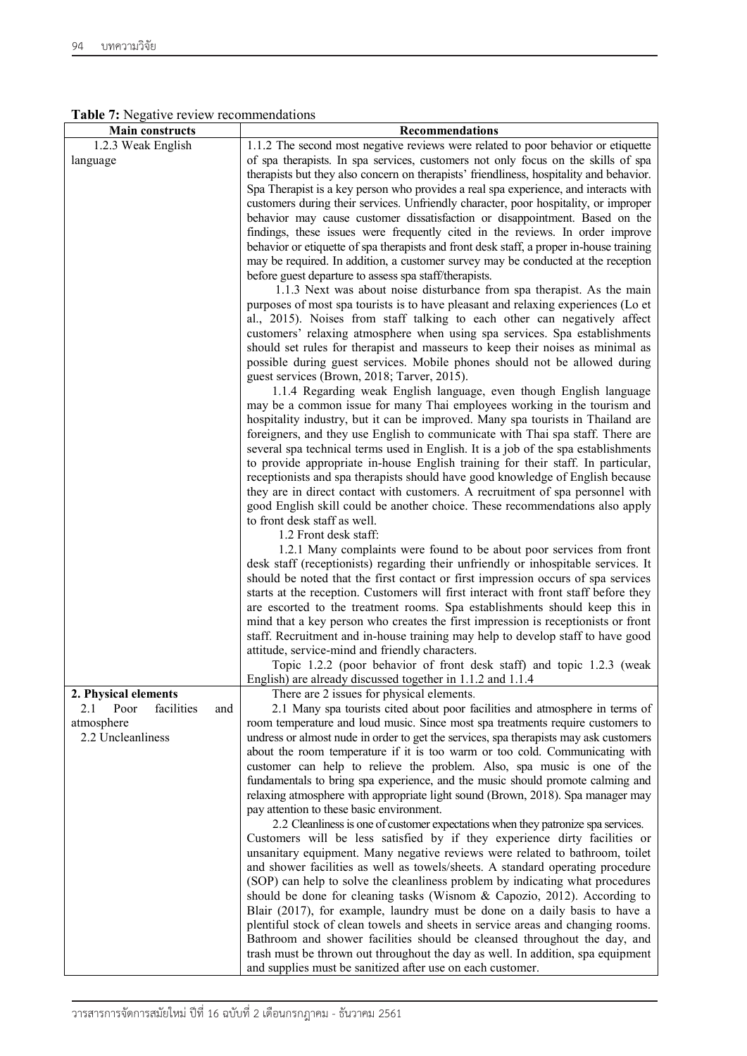**Table 7:** Negative review recommendations

| Main constructs | Recommendations |
|---|---|
| 1.2.3 Weak English language | 1.1.2 The second most negative reviews were related to poor behavior or etiquette of spa therapists. In spa services, customers not only focus on the skills of spa therapists but they also concern on therapists' friendliness, hospitality and behavior. Spa Therapist is a key person who provides a real spa experience, and interacts with customers during their services. Unfriendly character, poor hospitality, or improper behavior may cause customer dissatisfaction or disappointment. Based on the findings, these issues were frequently cited in the reviews. In order improve behavior or etiquette of spa therapists and front desk staff, a proper in-house training may be required. In addition, a customer survey may be conducted at the reception before guest departure to assess spa staff/therapists.<br>1.1.3 Next was about noise disturbance from spa therapist. As the main purposes of most spa tourists is to have pleasant and relaxing experiences (Lo et al., 2015). Noises from staff talking to each other can negatively affect customers' relaxing atmosphere when using spa services. Spa establishments should set rules for therapist and masseurs to keep their noises as minimal as possible during guest services. Mobile phones should not be allowed during guest services (Brown, 2018; Tarver, 2015).<br>1.1.4 Regarding weak English language, even though English language may be a common issue for many Thai employees working in the tourism and hospitality industry, but it can be improved. Many spa tourists in Thailand are foreigners, and they use English to communicate with Thai spa staff. There are several spa technical terms used in English. It is a job of the spa establishments to provide appropriate in-house English training for their staff. In particular, receptionists and spa therapists should have good knowledge of English because they are in direct contact with customers. A recruitment of spa personnel with good English skill could be another choice. These recommendations also apply to front desk staff as well.<br>1.2 Front desk staff:<br>1.2.1 Many complaints were found to be about poor services from front desk staff (receptionists) regarding their unfriendly or inhospitable services. It should be noted that the first contact or first impression occurs of spa services starts at the reception. Customers will first interact with front staff before they are escorted to the treatment rooms. Spa establishments should keep this in mind that a key person who creates the first impression is receptionists or front staff. Recruitment and in-house training may help to develop staff to have good attitude, service-mind and friendly characters.<br>Topic 1.2.2 (poor behavior of front desk staff) and topic 1.2.3 (weak English) are already discussed together in 1.1.2 and 1.1.4 |
| **2. Physical elements**<br>2.1 Poor facilities and atmosphere<br>2.2 Uncleanliness | There are 2 issues for physical elements.<br>2.1 Many spa tourists cited about poor facilities and atmosphere in terms of room temperature and loud music. Since most spa treatments require customers to undress or almost nude in order to get the services, spa therapists may ask customers about the room temperature if it is too warm or too cold. Communicating with customer can help to relieve the problem. Also, spa music is one of the fundamentals to bring spa experience, and the music should promote calming and relaxing atmosphere with appropriate light sound (Brown, 2018). Spa manager may pay attention to these basic environment.<br>2.2 Cleanliness is one of customer expectations when they patronize spa services. Customers will be less satisfied by if they experience dirty facilities or unsanitary equipment. Many negative reviews were related to bathroom, toilet and shower facilities as well as towels/sheets. A standard operating procedure (SOP) can help to solve the cleanliness problem by indicating what procedures should be done for cleaning tasks (Wisnom & Capozio, 2012). According to Blair (2017), for example, laundry must be done on a daily basis to have a plentiful stock of clean towels and sheets in service areas and changing rooms. Bathroom and shower facilities should be cleansed throughout the day, and trash must be thrown out throughout the day as well. In addition, spa equipment and supplies must be sanitized after use on each customer. |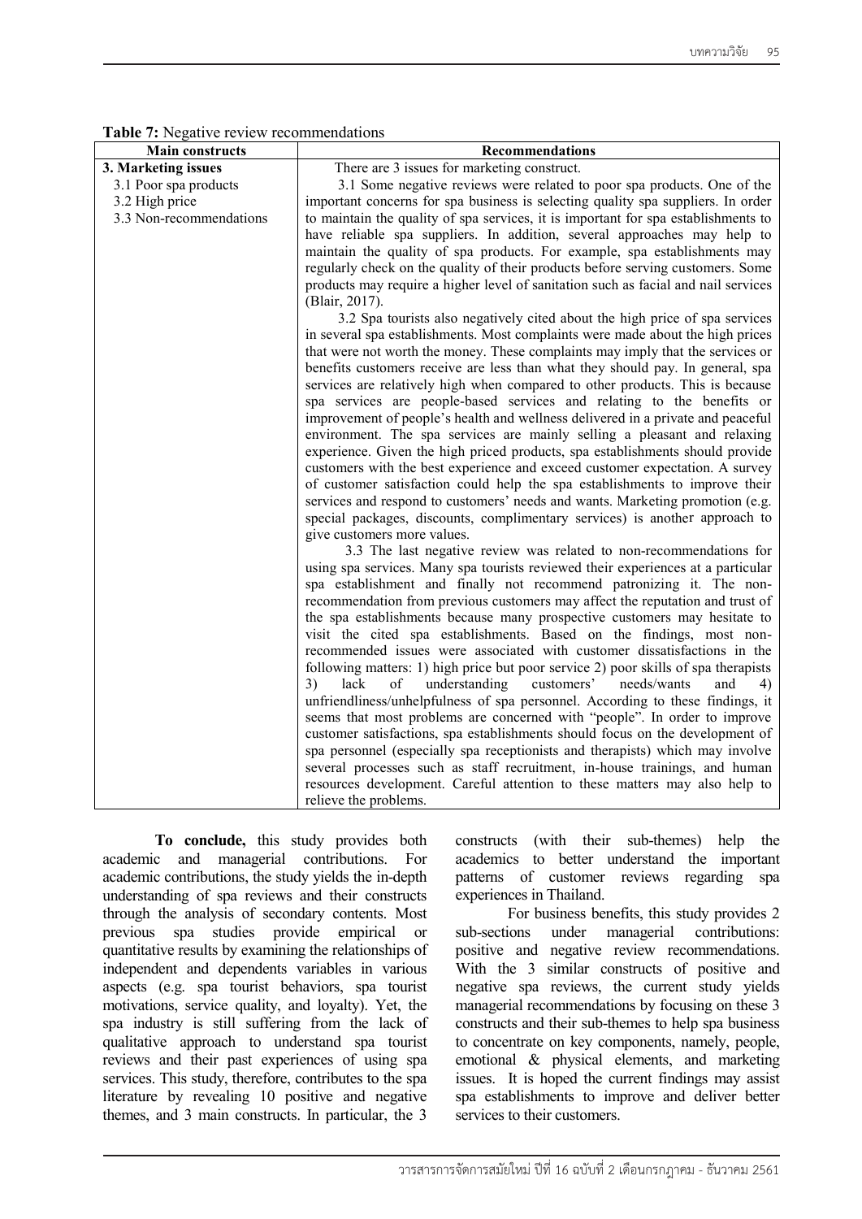**Table 7:** Negative review recommendations

| Main constructs | Recommendations |
|---|---|
| **3. Marketing issues**<br>3.1 Poor spa products<br>3.2 High price<br>3.3 Non-recommendations | There are 3 issues for marketing construct.<br>3.1 Some negative reviews were related to poor spa products. One of the important concerns for spa business is selecting quality spa suppliers. In order to maintain the quality of spa services, it is important for spa establishments to have reliable spa suppliers. In addition, several approaches may help to maintain the quality of spa products. For example, spa establishments may regularly check on the quality of their products before serving customers. Some products may require a higher level of sanitation such as facial and nail services (Blair, 2017).<br>3.2 Spa tourists also negatively cited about the high price of spa services in several spa establishments. Most complaints were made about the high prices that were not worth the money. These complaints may imply that the services or benefits customers receive are less than what they should pay. In general, spa services are relatively high when compared to other products. This is because spa services are people-based services and relating to the benefits or improvement of people's health and wellness delivered in a private and peaceful environment. The spa services are mainly selling a pleasant and relaxing experience. Given the high priced products, spa establishments should provide customers with the best experience and exceed customer expectation. A survey of customer satisfaction could help the spa establishments to improve their services and respond to customers' needs and wants. Marketing promotion (e.g. special packages, discounts, complimentary services) is another approach to give customers more values.<br>3.3 The last negative review was related to non-recommendations for using spa services. Many spa tourists reviewed their experiences at a particular spa establishment and finally not recommend patronizing it. The non-recommendation from previous customers may affect the reputation and trust of the spa establishments because many prospective customers may hesitate to visit the cited spa establishments. Based on the findings, most non-recommended issues were associated with customer dissatisfactions in the following matters: 1) high price but poor service 2) poor skills of spa therapists 3) lack of understanding customers' needs/wants and 4) unfriendliness/unhelpfulness of spa personnel. According to these findings, it seems that most problems are concerned with "people". In order to improve customer satisfactions, spa establishments should focus on the development of spa personnel (especially spa receptionists and therapists) which may involve several processes such as staff recruitment, in-house trainings, and human resources development. Careful attention to these matters may also help to relieve the problems. |

**To conclude,** this study provides both academic and managerial contributions. For academic contributions, the study yields the in-depth understanding of spa reviews and their constructs through the analysis of secondary contents. Most previous spa studies provide empirical or quantitative results by examining the relationships of independent and dependents variables in various aspects (e.g. spa tourist behaviors, spa tourist motivations, service quality, and loyalty). Yet, the spa industry is still suffering from the lack of qualitative approach to understand spa tourist reviews and their past experiences of using spa services. This study, therefore, contributes to the spa literature by revealing 10 positive and negative themes, and 3 main constructs. In particular, the 3 constructs (with their sub-themes) help the academics to better understand the important patterns of customer reviews regarding spa experiences in Thailand.

For business benefits, this study provides 2 sub-sections under managerial contributions: positive and negative review recommendations. With the 3 similar constructs of positive and negative spa reviews, the current study yields managerial recommendations by focusing on these 3 constructs and their sub-themes to help spa business to concentrate on key components, namely, people, emotional & physical elements, and marketing issues. It is hoped the current findings may assist spa establishments to improve and deliver better services to their customers.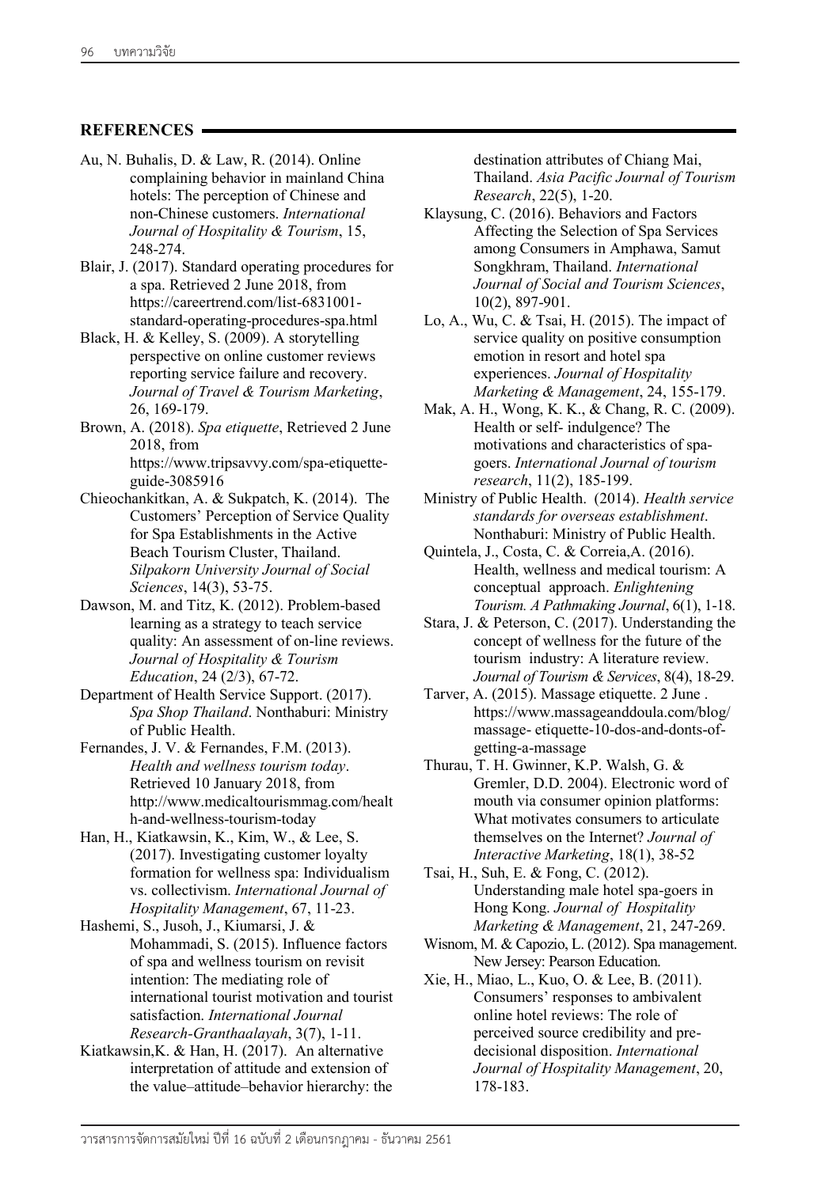## REFERENCES

Au, N. Buhalis, D. & Law, R. (2014). Online complaining behavior in mainland China hotels: The perception of Chinese and non-Chinese customers. *International Journal of Hospitality & Tourism*, 15, 248-274.

Blair, J. (2017). Standard operating procedures for a spa. Retrieved 2 June 2018, from https://careertrend.com/list-6831001-standard-operating-procedures-spa.html

Black, H. & Kelley, S. (2009). A storytelling perspective on online customer reviews reporting service failure and recovery. *Journal of Travel & Tourism Marketing*, 26, 169-179.

Brown, A. (2018). *Spa etiquette*, Retrieved 2 June 2018, from https://www.tripsavvy.com/spa-etiquette-guide-3085916

Chieochankitkan, A. & Sukpatch, K. (2014). The Customers' Perception of Service Quality for Spa Establishments in the Active Beach Tourism Cluster, Thailand. *Silpakorn University Journal of Social Sciences*, 14(3), 53-75.

Dawson, M. and Titz, K. (2012). Problem-based learning as a strategy to teach service quality: An assessment of on-line reviews. *Journal of Hospitality & Tourism Education*, 24 (2/3), 67-72.

Department of Health Service Support. (2017). *Spa Shop Thailand*. Nonthaburi: Ministry of Public Health.

Fernandes, J. V. & Fernandes, F.M. (2013). *Health and wellness tourism today*. Retrieved 10 January 2018, from http://www.medicaltourismmag.com/health-and-wellness-tourism-today

Han, H., Kiatkawsin, K., Kim, W., & Lee, S. (2017). Investigating customer loyalty formation for wellness spa: Individualism vs. collectivism. *International Journal of Hospitality Management*, 67, 11-23.

Hashemi, S., Jusoh, J., Kiumarsi, J. & Mohammadi, S. (2015). Influence factors of spa and wellness tourism on revisit intention: The mediating role of international tourist motivation and tourist satisfaction. *International Journal Research-Granthaalayah*, 3(7), 1-11.

Kiatkawsin,K. & Han, H. (2017). An alternative interpretation of attitude and extension of the value–attitude–behavior hierarchy: the destination attributes of Chiang Mai, Thailand. *Asia Pacific Journal of Tourism Research*, 22(5), 1-20.

Klaysung, C. (2016). Behaviors and Factors Affecting the Selection of Spa Services among Consumers in Amphawa, Samut Songkhram, Thailand. *International Journal of Social and Tourism Sciences*, 10(2), 897-901.

Lo, A., Wu, C. & Tsai, H. (2015). The impact of service quality on positive consumption emotion in resort and hotel spa experiences. *Journal of Hospitality Marketing & Management*, 24, 155-179.

Mak, A. H., Wong, K. K., & Chang, R. C. (2009). Health or self- indulgence? The motivations and characteristics of spa-goers. *International Journal of tourism research*, 11(2), 185-199.

Ministry of Public Health. (2014). *Health service standards for overseas establishment*. Nonthaburi: Ministry of Public Health.

Quintela, J., Costa, C. & Correia,A. (2016). Health, wellness and medical tourism: A conceptual approach. *Enlightening Tourism. A Pathmaking Journal*, 6(1), 1-18.

Stara, J. & Peterson, C. (2017). Understanding the concept of wellness for the future of the tourism industry: A literature review. *Journal of Tourism & Services*, 8(4), 18-29.

Tarver, A. (2015). Massage etiquette. 2 June . https://www.massageanddoula.com/blog/massage- etiquette-10-dos-and-donts-of-getting-a-massage

Thurau, T. H. Gwinner, K.P. Walsh, G. & Gremler, D.D. 2004). Electronic word of mouth via consumer opinion platforms: What motivates consumers to articulate themselves on the Internet? *Journal of Interactive Marketing*, 18(1), 38-52

Tsai, H., Suh, E. & Fong, C. (2012). Understanding male hotel spa-goers in Hong Kong. *Journal of Hospitality Marketing & Management*, 21, 247-269.

Wisnom, M. & Capozio, L. (2012). Spa management. New Jersey: Pearson Education.

Xie, H., Miao, L., Kuo, O. & Lee, B. (2011). Consumers' responses to ambivalent online hotel reviews: The role of perceived source credibility and pre-decisional disposition. *International Journal of Hospitality Management*, 20, 178-183.